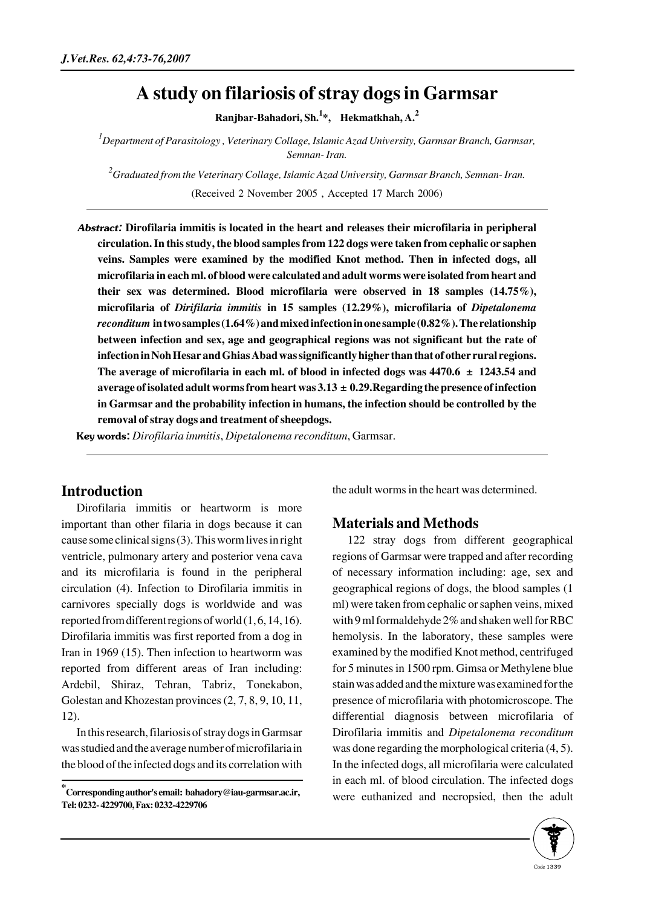# A study on filariosis of stray dogs in Garmsar

**Ranjbar-Bahadori, Sh.[1]*, Hekmatkhah, A.[2]**

[1]*Department of Parasitology , Veterinary Collage, Islamic Azad University, Garmsar Branch, Garmsar, Semnan- Iran.*

[2]*Graduated from the Veterinary Collage, Islamic Azad University, Garmsar Branch, Semnan- Iran.*

(Received 2 November 2005 , Accepted 17 March 2006)

***Abstract:*** **Dirofilaria immitis is located in the heart and releases their microfilaria in peripheral circulation. In this study, the blood samples from 122 dogs were taken from cephalic or saphen veins. Samples were examined by the modified Knot method. Then in infected dogs, all microfilaria in each ml. of blood were calculated and adult worms were isolated from heart and their sex was determined. Blood microfilaria were observed in 18 samples (14.75%), microfilaria of *Dirifilaria immitis* in 15 samples (12.29%), microfilaria of *Dipetalonema reconditum* in two samples (1.64%) and mixed infection in one sample (0.82%). The relationship between infection and sex, age and geographical regions was not significant but the rate of infection in Noh Hesar and Ghias Abad was significantly higher than that of other rural regions. The average of microfilaria in each ml. of blood in infected dogs was 4470.6 ± 1243.54 and average of isolated adult worms from heart was 3.13 ± 0.29. Regarding the presence of infection in Garmsar and the probability infection in humans, the infection should be controlled by the removal of stray dogs and treatment of sheepdogs.**

**Key words**: *Dirofilaria immitis*, *Dipetalonema reconditum*, Garmsar.

## Introduction

Dirofilaria immitis or heartworm is more important than other filaria in dogs because it can cause some clinical signs (3). This worm lives in right ventricle, pulmonary artery and posterior vena cava and its microfilaria is found in the peripheral circulation (4). Infection to Dirofilaria immitis in carnivores specially dogs is worldwide and was reported from different regions of world (1, 6, 14, 16). Dirofilaria immitis was first reported from a dog in Iran in 1969 (15). Then infection to heartworm was reported from different areas of Iran including: Ardebil, Shiraz, Tehran, Tabriz, Tonekabon, Golestan and Khozestan provinces (2, 7, 8, 9, 10, 11, 12).

In this research, filariosis of stray dogs in Garmsar was studied and the average number of microfilaria in the blood of the infected dogs and its correlation with the adult worms in the heart was determined.

## Materials and Methods

122 stray dogs from different geographical regions of Garmsar were trapped and after recording of necessary information including: age, sex and geographical regions of dogs, the blood samples (1 ml) were taken from cephalic or saphen veins, mixed with 9 ml formaldehyde 2% and shaken well for RBC hemolysis. In the laboratory, these samples were examined by the modified Knot method, centrifuged for 5 minutes in 1500 rpm. Gimsa or Methylene blue stain was added and the mixture was examined for the presence of microfilaria with photomicroscope. The differential diagnosis between microfilaria of Dirofilaria immitis and *Dipetalonema reconditum* was done regarding the morphological criteria (4, 5). In the infected dogs, all microfilaria were calculated in each ml. of blood circulation. The infected dogs were euthanized and necropsied, then the adult

*Corresponding author's email: bahadory@iau-garmsar.ac.ir, Tel: 0232- 4229700, Fax: 0232-4229706

Code 1339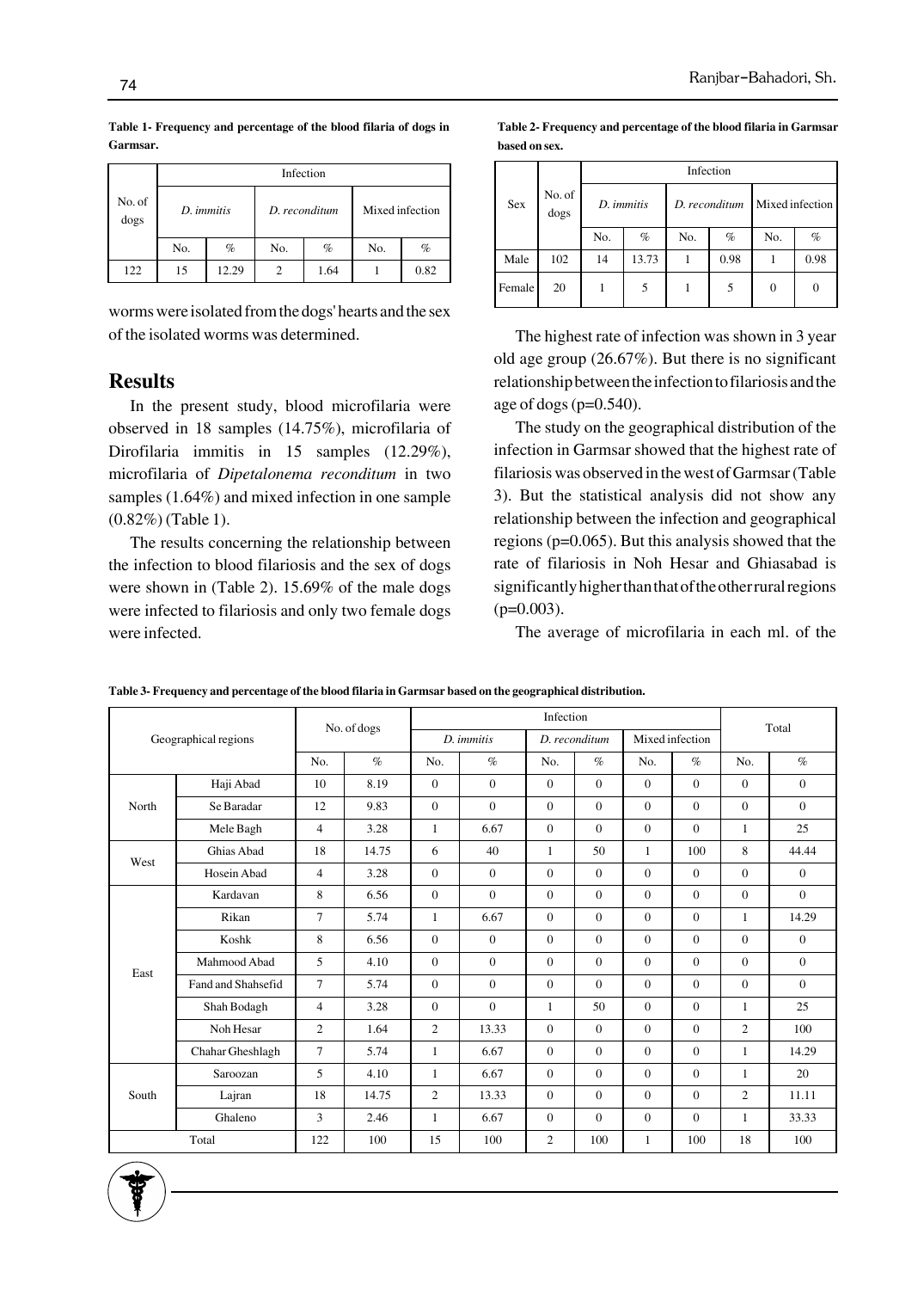**Table 1- Frequency and percentage of the blood filaria of dogs in Garmsar.**

| No. of dogs | Infection | | | | | |
|---|---|---|---|---|---|---|
| | *D. immitis* | | *D. reconditum* | | Mixed infection | |
| | No. | % | No. | % | No. | % |
| 122 | 15 | 12.29 | 2 | 1.64 | 1 | 0.82 |

worms were isolated from the dogs' hearts and the sex of the isolated worms was determined.

## Results

In the present study, blood microfilaria were observed in 18 samples (14.75%), microfilaria of Dirofilaria immitis in 15 samples (12.29%), microfilaria of *Dipetalonema reconditum* in two samples (1.64%) and mixed infection in one sample (0.82%) (Table 1).

The results concerning the relationship between the infection to blood filariosis and the sex of dogs were shown in (Table 2). 15.69% of the male dogs were infected to filariosis and only two female dogs were infected.

**Table 2- Frequency and percentage of the blood filaria in Garmsar based on sex.**

| Sex | No. of dogs | Infection | | | | | |
|---|---|---|---|---|---|---|---|
| | | *D. immitis* | | *D. reconditum* | | Mixed infection | |
| | | No. | % | No. | % | No. | % |
| Male | 102 | 14 | 13.73 | 1 | 0.98 | 1 | 0.98 |
| Female | 20 | 1 | 5 | 1 | 5 | 0 | 0 |

The highest rate of infection was shown in 3 year old age group (26.67%). But there is no significant relationship between the infection to filariosis and the age of dogs ($p=0.540$).

The study on the geographical distribution of the infection in Garmsar showed that the highest rate of filariosis was observed in the west of Garmsar (Table 3). But the statistical analysis did not show any relationship between the infection and geographical regions ($p=0.065$). But this analysis showed that the rate of filariosis in Noh Hesar and Ghiasabad is significantly higher than that of the other rural regions ($p=0.003$).

The average of microfilaria in each ml. of the

**Table 3- Frequency and percentage of the blood filaria in Garmsar based on the geographical distribution.**

| Geographical regions | | No. of dogs | | Infection | | | | | | Total | |
|---|---|---|---|---|---|---|---|---|---|---|---|
| | | | | *D. immitis* | | *D. reconditum* | | Mixed infection | | | |
| | | No. | % | No. | % | No. | % | No. | % | No. | % |
| North | Haji Abad | 10 | 8.19 | 0 | 0 | 0 | 0 | 0 | 0 | 0 | 0 |
| | Se Baradar | 12 | 9.83 | 0 | 0 | 0 | 0 | 0 | 0 | 0 | 0 |
| | Mele Bagh | 4 | 3.28 | 1 | 6.67 | 0 | 0 | 0 | 0 | 1 | 25 |
| West | Ghias Abad | 18 | 14.75 | 6 | 40 | 1 | 50 | 1 | 100 | 8 | 44.44 |
| | Hosein Abad | 4 | 3.28 | 0 | 0 | 0 | 0 | 0 | 0 | 0 | 0 |
| East | Kardavan | 8 | 6.56 | 0 | 0 | 0 | 0 | 0 | 0 | 0 | 0 |
| | Rikan | 7 | 5.74 | 1 | 6.67 | 0 | 0 | 0 | 0 | 1 | 14.29 |
| | Koshk | 8 | 6.56 | 0 | 0 | 0 | 0 | 0 | 0 | 0 | 0 |
| | Mahmood Abad | 5 | 4.10 | 0 | 0 | 0 | 0 | 0 | 0 | 0 | 0 |
| | Fand and Shahsefid | 7 | 5.74 | 0 | 0 | 0 | 0 | 0 | 0 | 0 | 0 |
| | Shah Bodagh | 4 | 3.28 | 0 | 0 | 1 | 50 | 0 | 0 | 1 | 25 |
| | Noh Hesar | 2 | 1.64 | 2 | 13.33 | 0 | 0 | 0 | 0 | 2 | 100 |
| | Chahar Gheshlagh | 7 | 5.74 | 1 | 6.67 | 0 | 0 | 0 | 0 | 1 | 14.29 |
| South | Saroozan | 5 | 4.10 | 1 | 6.67 | 0 | 0 | 0 | 0 | 1 | 20 |
| | Lajran | 18 | 14.75 | 2 | 13.33 | 0 | 0 | 0 | 0 | 2 | 11.11 |
| | Ghaleno | 3 | 2.46 | 1 | 6.67 | 0 | 0 | 0 | 0 | 1 | 33.33 |
| Total | | 122 | 100 | 15 | 100 | 2 | 100 | 1 | 100 | 18 | 100 |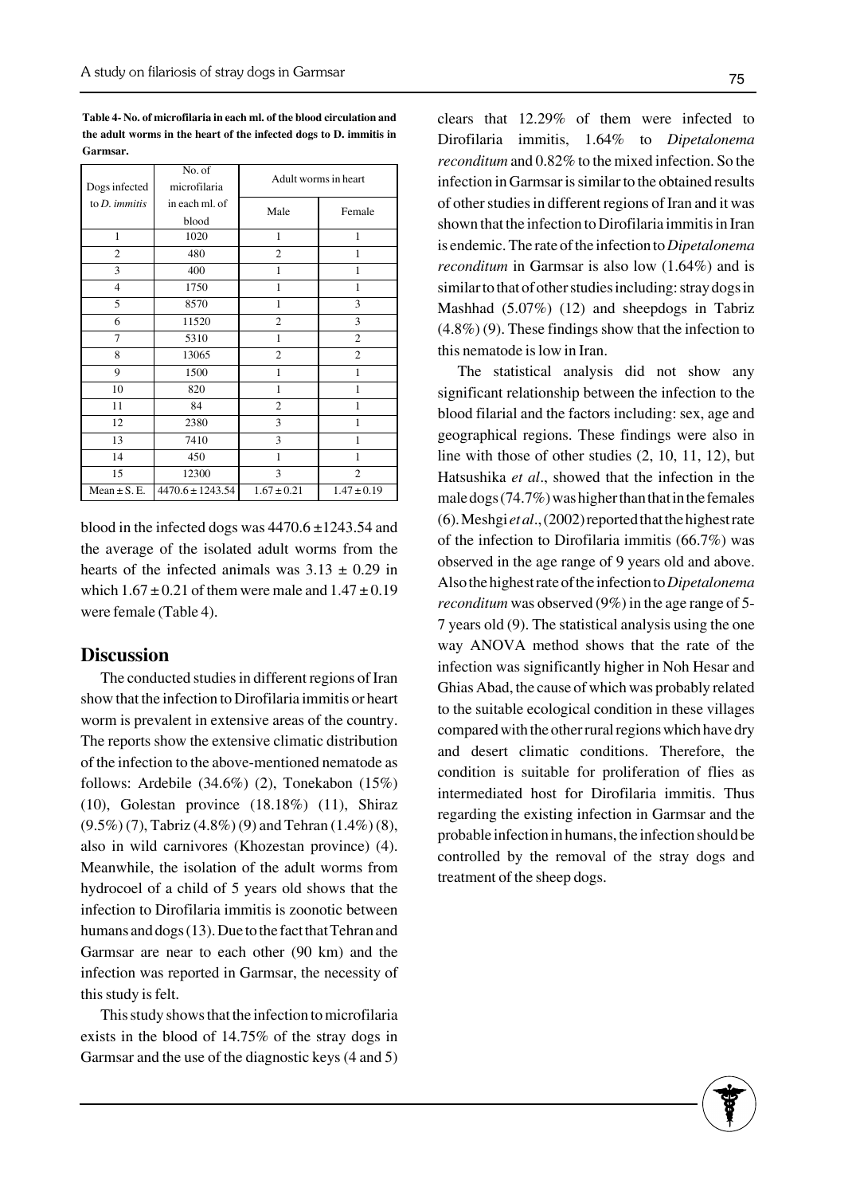**Table 4- No. of microfilaria in each ml. of the blood circulation and the adult worms in the heart of the infected dogs to D. immitis in Garmsar.**

| Dogs infected to *D. immitis* | No. of microfilaria in each ml. of blood | Adult worms in heart | |
|---|---|---|---|
| | | Male | Female |
| 1 | 1020 | 1 | 1 |
| 2 | 480 | 2 | 1 |
| 3 | 400 | 1 | 1 |
| 4 | 1750 | 1 | 1 |
| 5 | 8570 | 1 | 3 |
| 6 | 11520 | 2 | 3 |
| 7 | 5310 | 1 | 2 |
| 8 | 13065 | 2 | 2 |
| 9 | 1500 | 1 | 1 |
| 10 | 820 | 1 | 1 |
| 11 | 84 | 2 | 1 |
| 12 | 2380 | 3 | 1 |
| 13 | 7410 | 3 | 1 |
| 14 | 450 | 1 | 1 |
| 15 | 12300 | 3 | 2 |
| Mean ± S. E. | 4470.6 ± 1243.54 | 1.67 ± 0.21 | 1.47 ± 0.19 |

blood in the infected dogs was 4470.6 ±1243.54 and the average of the isolated adult worms from the hearts of the infected animals was 3.13 ± 0.29 in which 1.67 ± 0.21 of them were male and 1.47 ± 0.19 were female (Table 4).

## Discussion

The conducted studies in different regions of Iran show that the infection to Dirofilaria immitis or heart worm is prevalent in extensive areas of the country. The reports show the extensive climatic distribution of the infection to the above-mentioned nematode as follows: Ardebile (34.6%) (2), Tonekabon (15%) (10), Golestan province (18.18%) (11), Shiraz (9.5%) (7), Tabriz (4.8%) (9) and Tehran (1.4%) (8), also in wild carnivores (Khozestan province) (4). Meanwhile, the isolation of the adult worms from hydrocoel of a child of 5 years old shows that the infection to Dirofilaria immitis is zoonotic between humans and dogs (13). Due to the fact that Tehran and Garmsar are near to each other (90 km) and the infection was reported in Garmsar, the necessity of this study is felt.

This study shows that the infection to microfilaria exists in the blood of 14.75% of the stray dogs in Garmsar and the use of the diagnostic keys (4 and 5) clears that 12.29% of them were infected to Dirofilaria immitis, 1.64% to *Dipetalonema reconditum* and 0.82% to the mixed infection. So the infection in Garmsar is similar to the obtained results of other studies in different regions of Iran and it was shown that the infection to Dirofilaria immitis in Iran is endemic. The rate of the infection to *Dipetalonema reconditum* in Garmsar is also low (1.64%) and is similar to that of other studies including: stray dogs in Mashhad (5.07%) (12) and sheepdogs in Tabriz (4.8%) (9). These findings show that the infection to this nematode is low in Iran.

The statistical analysis did not show any significant relationship between the infection to the blood filarial and the factors including: sex, age and geographical regions. These findings were also in line with those of other studies (2, 10, 11, 12), but Hatsushika *et al*., showed that the infection in the male dogs (74.7%) was higher than that in the females (6). Meshgi *et al*., (2002) reported that the highest rate of the infection to Dirofilaria immitis (66.7%) was observed in the age range of 9 years old and above. Also the highest rate of the infection to *Dipetalonema reconditum* was observed (9%) in the age range of 5-7 years old (9). The statistical analysis using the one way ANOVA method shows that the rate of the infection was significantly higher in Noh Hesar and Ghias Abad, the cause of which was probably related to the suitable ecological condition in these villages compared with the other rural regions which have dry and desert climatic conditions. Therefore, the condition is suitable for proliferation of flies as intermediated host for Dirofilaria immitis. Thus regarding the existing infection in Garmsar and the probable infection in humans, the infection should be controlled by the removal of the stray dogs and treatment of the sheep dogs.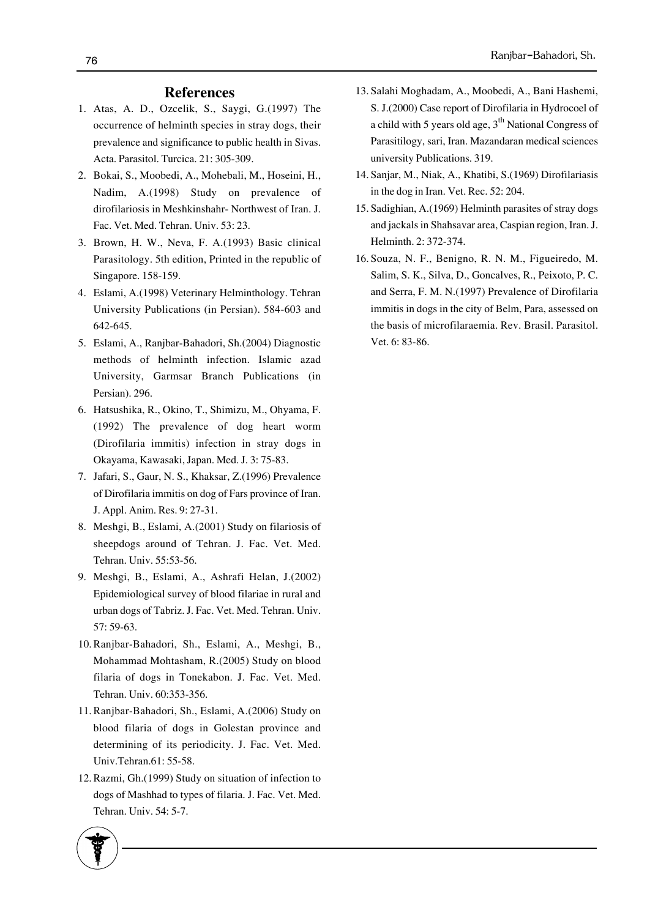## References

1. Atas, A. D., Ozcelik, S., Saygi, G.(1997) The occurrence of helminth species in stray dogs, their prevalence and significance to public health in Sivas. Acta. Parasitol. Turcica. 21: 305-309.
2. Bokai, S., Moobedi, A., Mohebali, M., Hoseini, H., Nadim, A.(1998) Study on prevalence of dirofilariosis in Meshkinshahr- Northwest of Iran. J. Fac. Vet. Med. Tehran. Univ. 53: 23.
3. Brown, H. W., Neva, F. A.(1993) Basic clinical Parasitology. 5th edition, Printed in the republic of Singapore. 158-159.
4. Eslami, A.(1998) Veterinary Helminthology. Tehran University Publications (in Persian). 584-603 and 642-645.
5. Eslami, A., Ranjbar-Bahadori, Sh.(2004) Diagnostic methods of helminth infection. Islamic azad University, Garmsar Branch Publications (in Persian). 296.
6. Hatsushika, R., Okino, T., Shimizu, M., Ohyama, F. (1992) The prevalence of dog heart worm (Dirofilaria immitis) infection in stray dogs in Okayama, Kawasaki, Japan. Med. J. 3: 75-83.
7. Jafari, S., Gaur, N. S., Khaksar, Z.(1996) Prevalence of Dirofilaria immitis on dog of Fars province of Iran. J. Appl. Anim. Res. 9: 27-31.
8. Meshgi, B., Eslami, A.(2001) Study on filariosis of sheepdogs around of Tehran. J. Fac. Vet. Med. Tehran. Univ. 55:53-56.
9. Meshgi, B., Eslami, A., Ashrafi Helan, J.(2002) Epidemiological survey of blood filariae in rural and urban dogs of Tabriz. J. Fac. Vet. Med. Tehran. Univ. 57: 59-63.
10. Ranjbar-Bahadori, Sh., Eslami, A., Meshgi, B., Mohammad Mohtasham, R.(2005) Study on blood filaria of dogs in Tonekabon. J. Fac. Vet. Med. Tehran. Univ. 60:353-356.
11. Ranjbar-Bahadori, Sh., Eslami, A.(2006) Study on blood filaria of dogs in Golestan province and determining of its periodicity. J. Fac. Vet. Med. Univ.Tehran.61: 55-58.
12. Razmi, Gh.(1999) Study on situation of infection to dogs of Mashhad to types of filaria. J. Fac. Vet. Med. Tehran. Univ. 54: 5-7.
13. Salahi Moghadam, A., Moobedi, A., Bani Hashemi, S. J.(2000) Case report of Dirofilaria in Hydrocoel of a child with 5 years old age, 3th National Congress of Parasitilogy, sari, Iran. Mazandaran medical sciences university Publications. 319.
14. Sanjar, M., Niak, A., Khatibi, S.(1969) Dirofilariasis in the dog in Iran. Vet. Rec. 52: 204.
15. Sadighian, A.(1969) Helminth parasites of stray dogs and jackals in Shahsavar area, Caspian region, Iran. J. Helminth. 2: 372-374.
16. Souza, N. F., Benigno, R. N. M., Figueiredo, M. Salim, S. K., Silva, D., Goncalves, R., Peixoto, P. C. and Serra, F. M. N.(1997) Prevalence of Dirofilaria immitis in dogs in the city of Belm, Para, assessed on the basis of microfilaraemia. Rev. Brasil. Parasitol. Vet. 6: 83-86.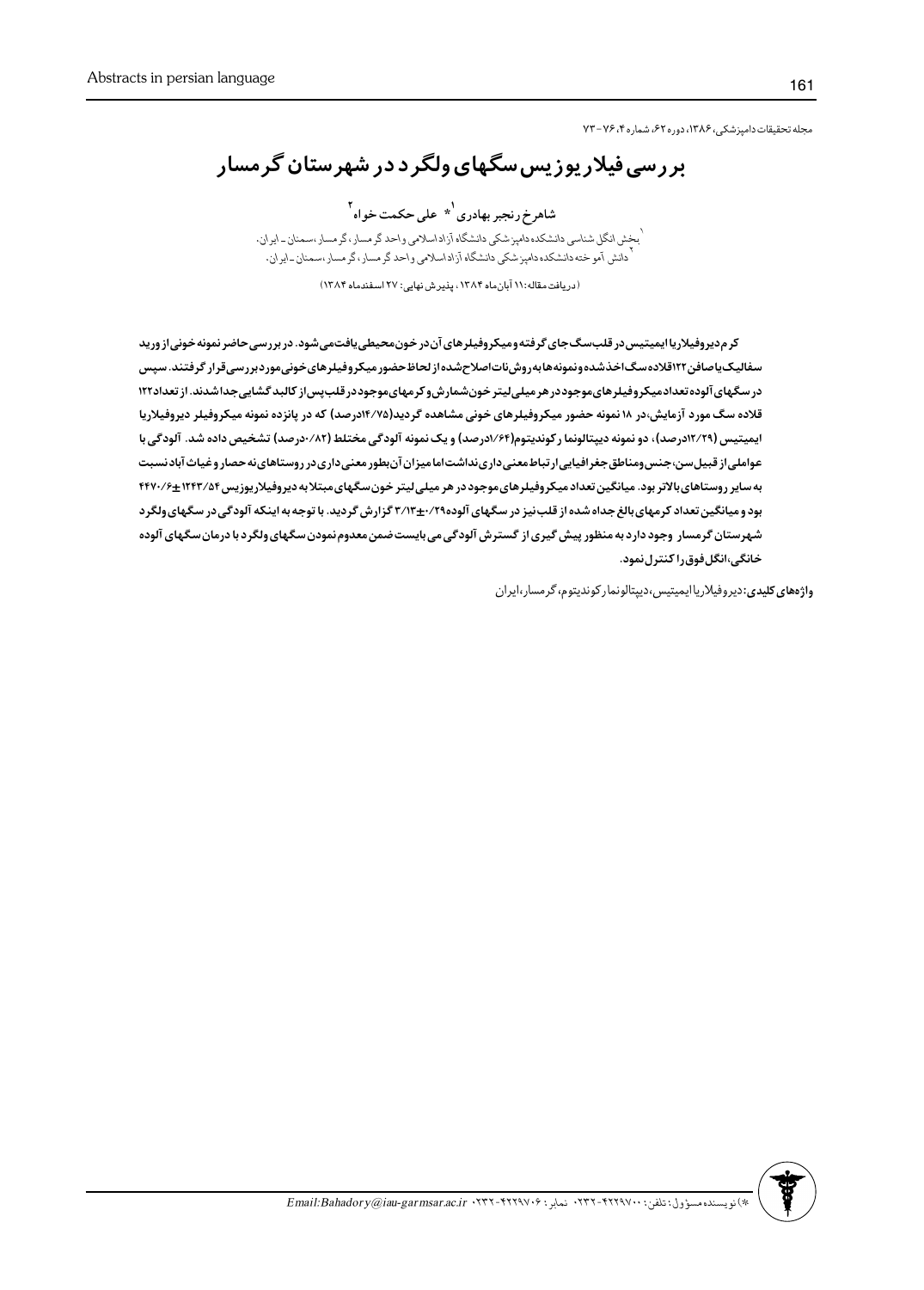# بررسی فیلاریوزیس سگهای ولگرد در شهرستان گرمسار

شاهرخ رنجبر بهادری[1]* علی حکمت خواه[2]

[1] بخش انگل شناسی دانشکده دامپزشکی دانشگاه آزاد اسلامی واحد گرمسار، گرمسار، سمنان ـ ایران.
[2] دانش آموخته دانشکده دامپزشکی دانشگاه آزاد اسلامی واحد گرمسار، گرمسار، سمنان ـ ایران.

(دریافت مقاله: ۱۱ آبان‌ماه ۱۳۸۴، پذیرش نهایی: ۲۷ اسفندماه ۱۳۸۴)

**کرم دیروفیلاریا ایمیتیس در قلب سگ جای گرفته و میکروفیلرهای آن در خون محیطی یافت می‌شود. در بررسی حاضر نمونه خونی از ورید سفالیک یا صافن ۱۲۲ قلاده سگ اخذ شده و نمونه‌ها به روش نات اصلاح شده از لحاظ حضور میکروفیلرهای خونی مورد بررسی قرار گرفتند. سپس در سگهای آلوده تعداد میکروفیلرهای موجود در هر میلی لیتر خون شمارش و کرمهای موجود در قلب پس از کالبد گشایی جدا شدند. از تعداد ۱۲۲ قلاده سگ مورد آزمایش، در ۱۸ نمونه حضور میکروفیلرهای خونی مشاهده گردید (۱۴/۷۵ درصد) که در پانزده نمونه میکروفیلر دیروفیلاریا ایمیتیس (۱۲/۲۹ درصد)، دو نمونه دیپتالونما رکوندیتوم (۱/۶۴ درصد) و یک نمونه آلودگی مختلط (۰/۸۲ درصد) تشخیص داده شد. آلودگی با عواملی از قبیل سن، جنس و مناطق جغرافیایی ارتباط معنی داری نداشت اما میزان آن بطور معنی داری در روستاهای نه حصار و غیاث آباد نسبت به سایر روستاها بالاتر بود. میانگین تعداد میکروفیلرهای موجود در هر میلی لیتر خون سگهای مبتلا به دیروفیلاریوزیس ۱۲۴۳/۵۴±۴۴۷۰/۶ بود و میانگین تعداد کرمهای بالغ جدا شده از قلب نیز در سگهای آلوده ۳/۱۳±۰/۲۹ گزارش گردید. با توجه به اینکه آلودگی در سگهای ولگرد شهرستان گرمسار وجود دارد به منظور پیش گیری از گسترش آلودگی می بایست ضمن معدوم نمودن سگهای ولگرد با درمان سگهای آلوده خانگی، انگل فوق را کنترل نمود.**

**واژه‌های کلیدی:** دیروفیلاریا ایمیتیس، دیپتالونما رکوندیتوم، گرمسار، ایران

*) نویسنده مسؤول: تلفن: ۴۲۲۹۷۰۰-۰۲۳۲ نمابر: ۴۲۲۹۷۰۶-۰۲۳۲ Email:Bahadory@iau-garmsar.ac.ir